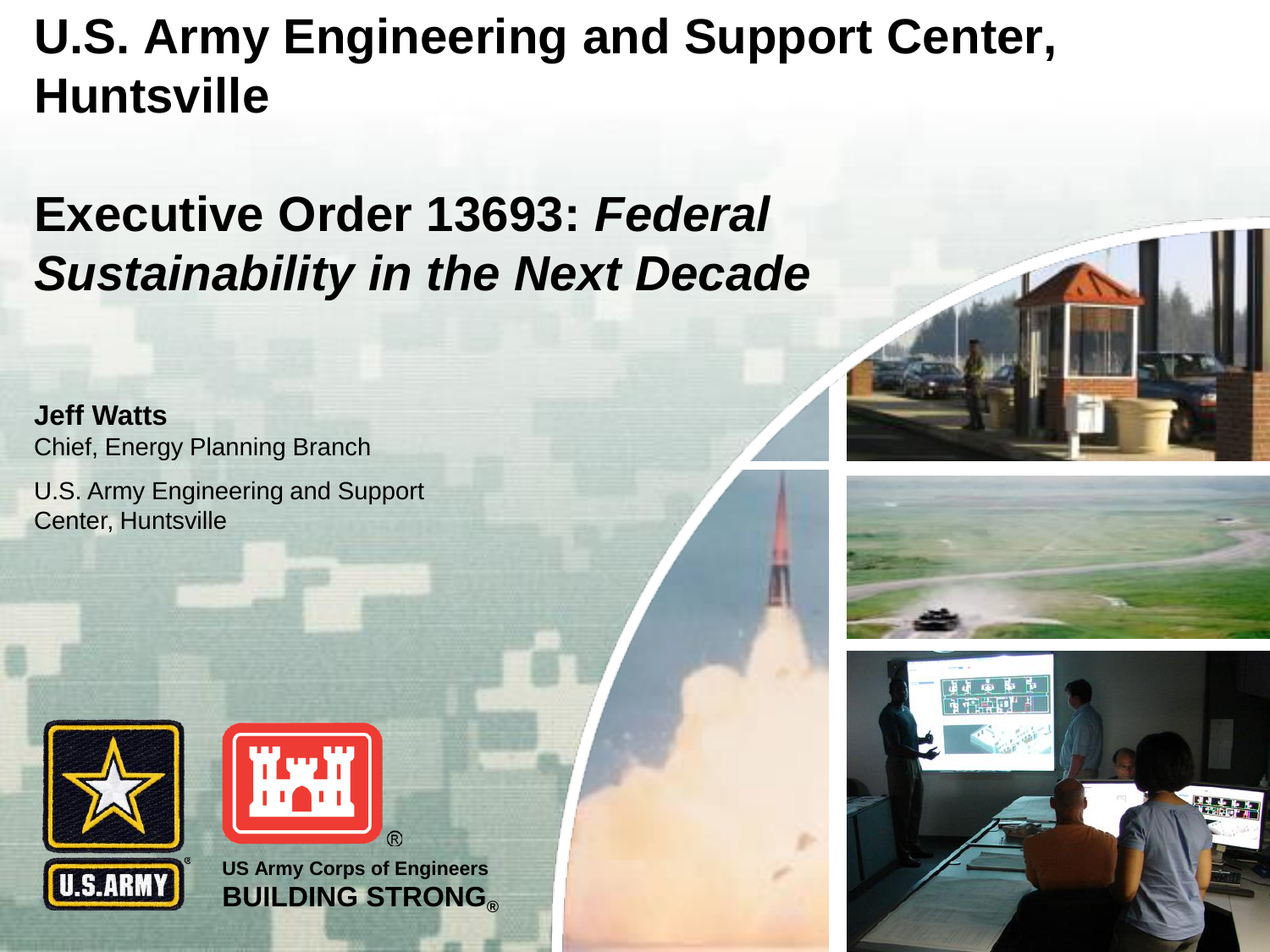# U.S. Army Engineering and Support Center, Huntsville

## Executive Order 13693: *Federal Sustainability in the Next Decade*

**Jeff Watts**
Chief, Energy Planning Branch

U.S. Army Engineering and Support Center, Huntsville

US Army Corps of Engineers
**BUILDING STRONG®**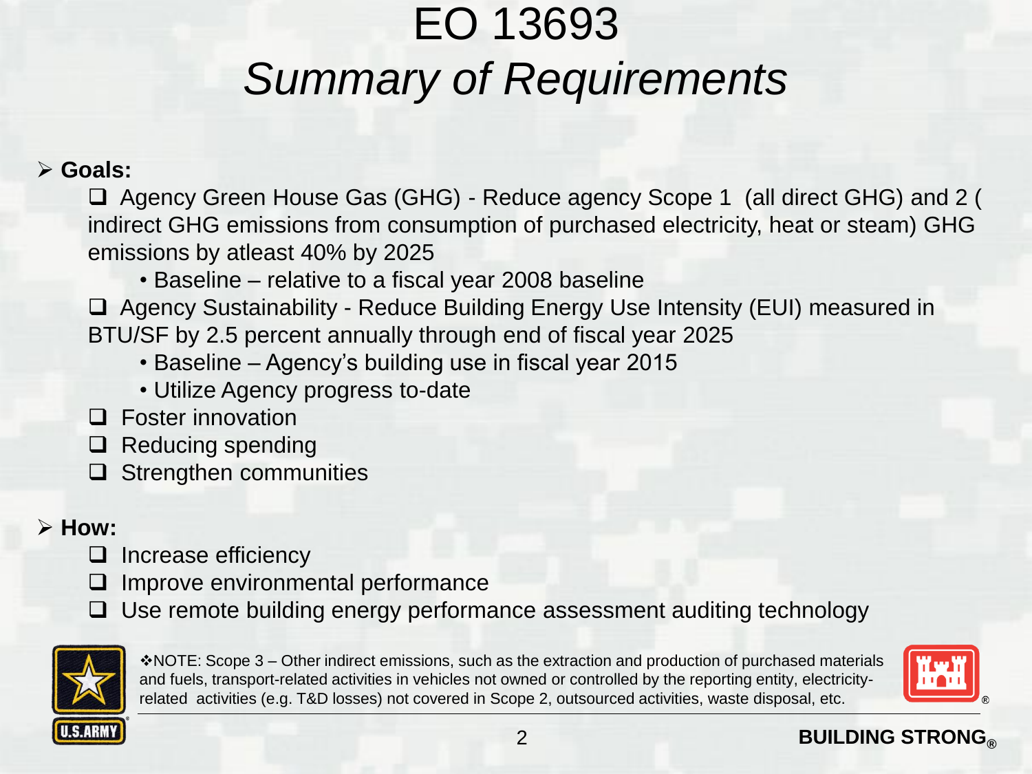# EO 13693
## *Summary of Requirements*

- **Goals:**
  - Agency Green House Gas (GHG) - Reduce agency Scope 1 (all direct GHG) and 2 ( indirect GHG emissions from consumption of purchased electricity, heat or steam) GHG emissions by atleast 40% by 2025
    - Baseline – relative to a fiscal year 2008 baseline
  - Agency Sustainability - Reduce Building Energy Use Intensity (EUI) measured in BTU/SF by 2.5 percent annually through end of fiscal year 2025
    - Baseline – Agency's building use in fiscal year 2015
    - Utilize Agency progress to-date
  - Foster innovation
  - Reducing spending
  - Strengthen communities

- **How:**
  - Increase efficiency
  - Improve environmental performance
  - Use remote building energy performance assessment auditing technology

❖NOTE: Scope 3 – Other indirect emissions, such as the extraction and production of purchased materials and fuels, transport-related activities in vehicles not owned or controlled by the reporting entity, electricity-related activities (e.g. T&D losses) not covered in Scope 2, outsourced activities, waste disposal, etc.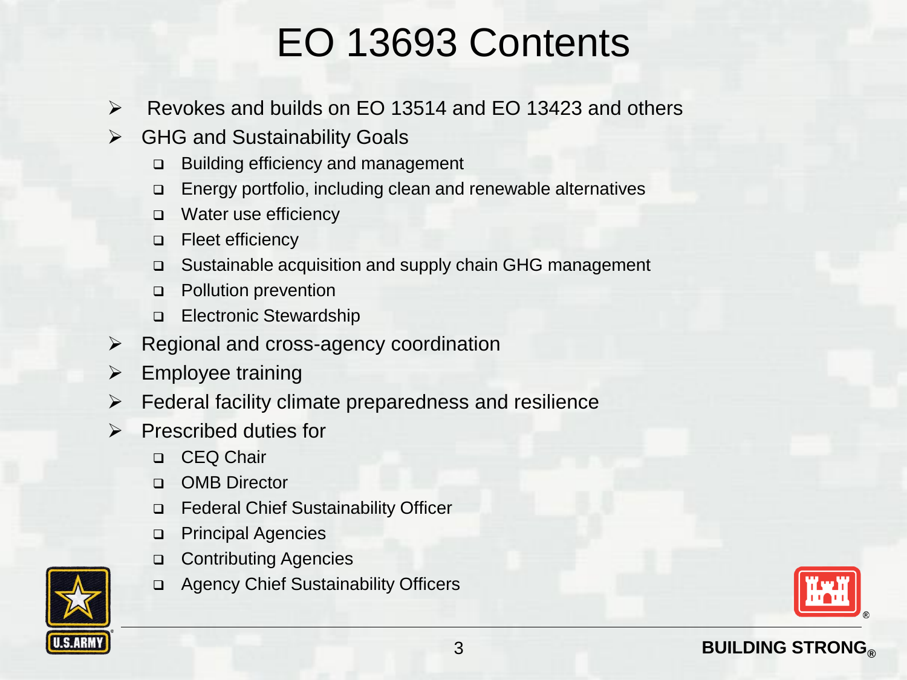# EO 13693 Contents

- Revokes and builds on EO 13514 and EO 13423 and others
- GHG and Sustainability Goals
  - Building efficiency and management
  - Energy portfolio, including clean and renewable alternatives
  - Water use efficiency
  - Fleet efficiency
  - Sustainable acquisition and supply chain GHG management
  - Pollution prevention
  - Electronic Stewardship
- Regional and cross-agency coordination
- Employee training
- Federal facility climate preparedness and resilience
- Prescribed duties for
  - CEQ Chair
  - OMB Director
  - Federal Chief Sustainability Officer
  - Principal Agencies
  - Contributing Agencies
  - Agency Chief Sustainability Officers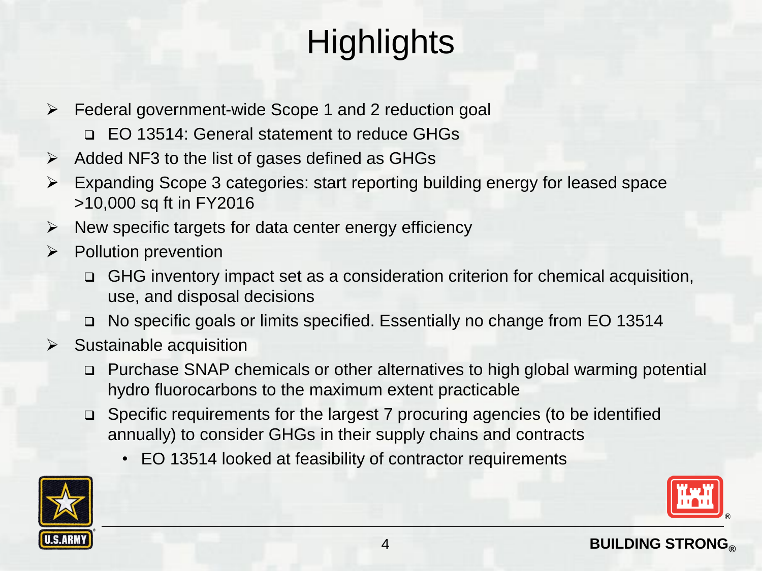# Highlights

- Federal government-wide Scope 1 and 2 reduction goal
  - EO 13514: General statement to reduce GHGs
- Added $NF_3$ to the list of gases defined as GHGs
- Expanding Scope 3 categories: start reporting building energy for leased space >10,000 sq ft in FY2016
- New specific targets for data center energy efficiency
- Pollution prevention
  - GHG inventory impact set as a consideration criterion for chemical acquisition, use, and disposal decisions
  - No specific goals or limits specified. Essentially no change from EO 13514
- Sustainable acquisition
  - Purchase SNAP chemicals or other alternatives to high global warming potential hydro fluorocarbons to the maximum extent practicable
  - Specific requirements for the largest 7 procuring agencies (to be identified annually) to consider GHGs in their supply chains and contracts
    - EO 13514 looked at feasibility of contractor requirements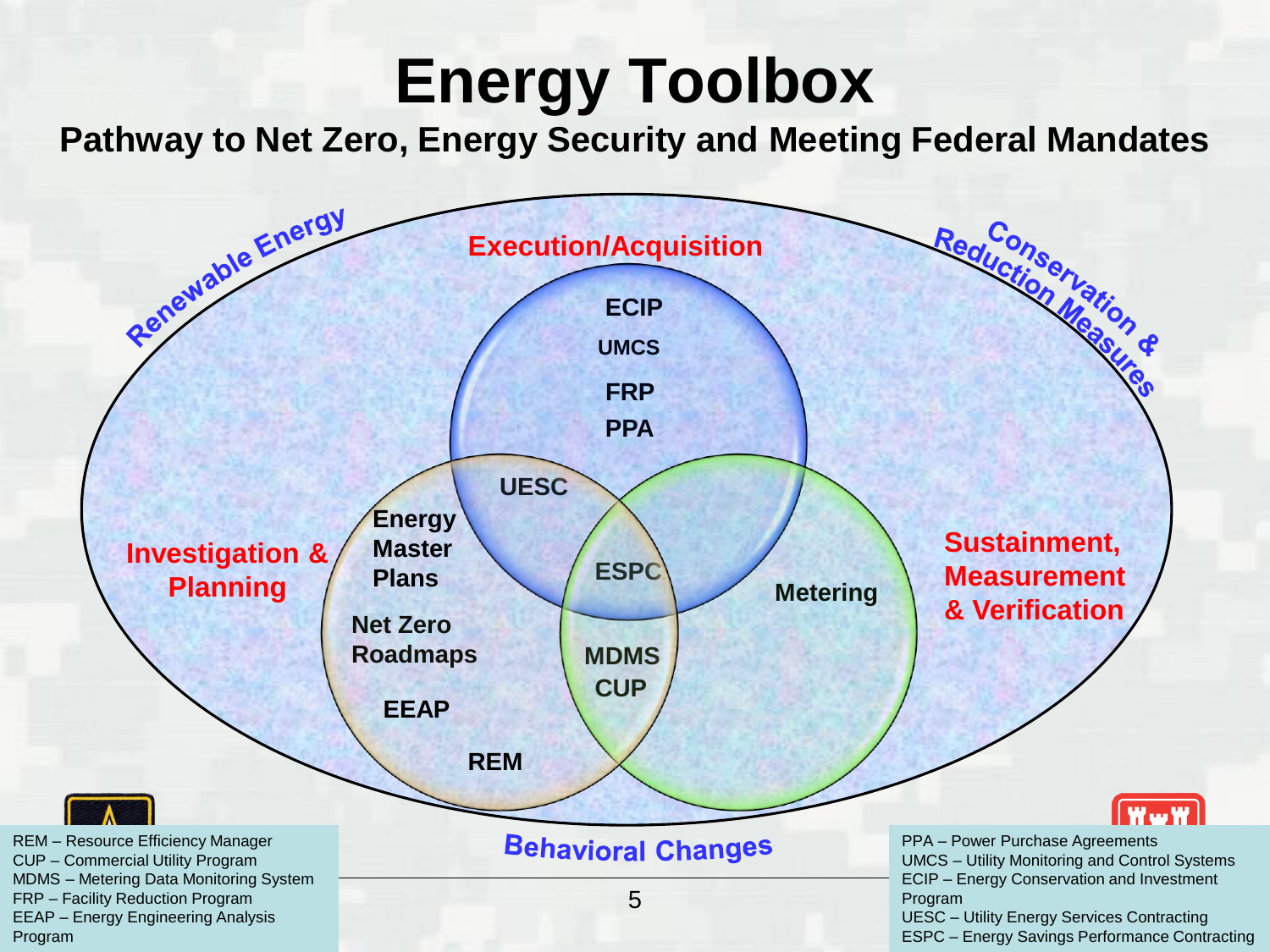# Energy Toolbox

## Pathway to Net Zero, Energy Security and Meeting Federal Mandates

Renewable Energy

Conservation & Reduction Measures

**Execution/Acquisition**

- ECIP
- UMCS
- FRP
- PPA

UESC

**Investigation & Planning**

- Energy Master Plans
- Net Zero Roadmaps
- EEAP
- REM

ESPC

MDMS

CUP

Metering

**Sustainment, Measurement & Verification**

Behavioral Changes

REM – Resource Efficiency Manager
CUP – Commercial Utility Program
MDMS – Metering Data Monitoring System
FRP – Facility Reduction Program
EEAP – Energy Engineering Analysis Program

PPA – Power Purchase Agreements
UMCS – Utility Monitoring and Control Systems
ECIP – Energy Conservation and Investment Program
UESC – Utility Energy Services Contracting
ESPC – Energy Savings Performance Contracting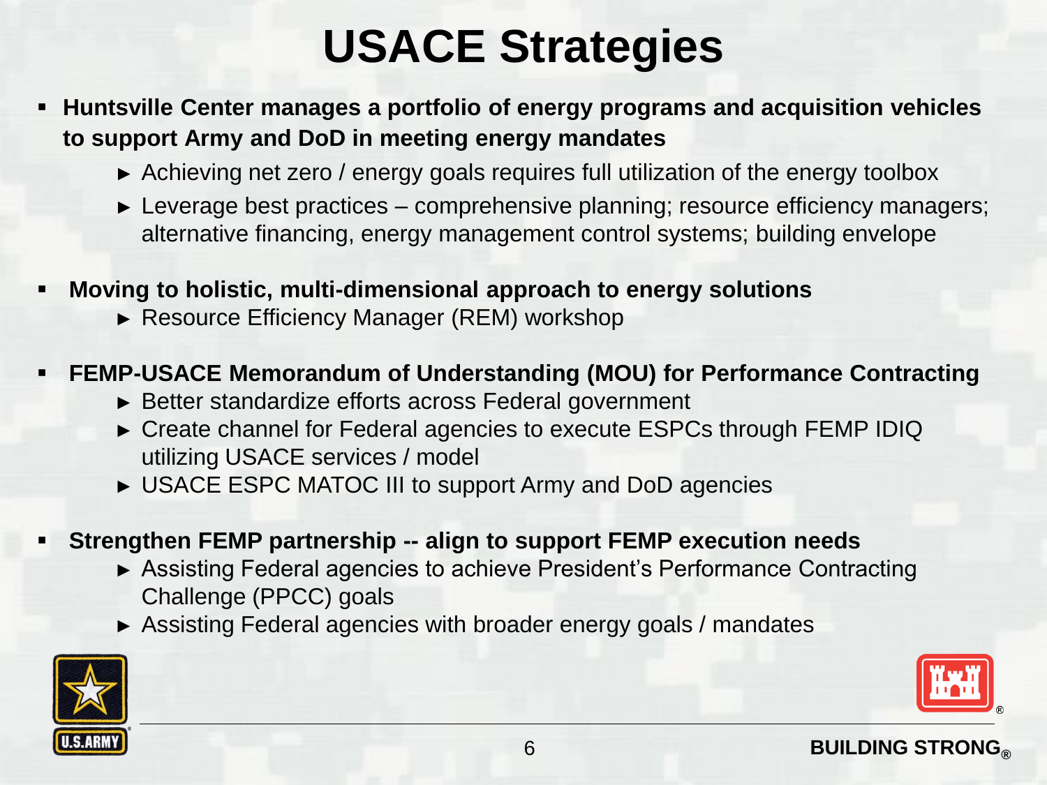# USACE Strategies

- **Huntsville Center manages a portfolio of energy programs and acquisition vehicles to support Army and DoD in meeting energy mandates**
  - Achieving net zero / energy goals requires full utilization of the energy toolbox
  - Leverage best practices – comprehensive planning; resource efficiency managers; alternative financing, energy management control systems; building envelope

- **Moving to holistic, multi-dimensional approach to energy solutions**
  - Resource Efficiency Manager (REM) workshop

- **FEMP-USACE Memorandum of Understanding (MOU) for Performance Contracting**
  - Better standardize efforts across Federal government
  - Create channel for Federal agencies to execute ESPCs through FEMP IDIQ utilizing USACE services / model
  - USACE ESPC MATOC III to support Army and DoD agencies

- **Strengthen FEMP partnership -- align to support FEMP execution needs**
  - Assisting Federal agencies to achieve President's Performance Contracting Challenge (PPCC) goals
  - Assisting Federal agencies with broader energy goals / mandates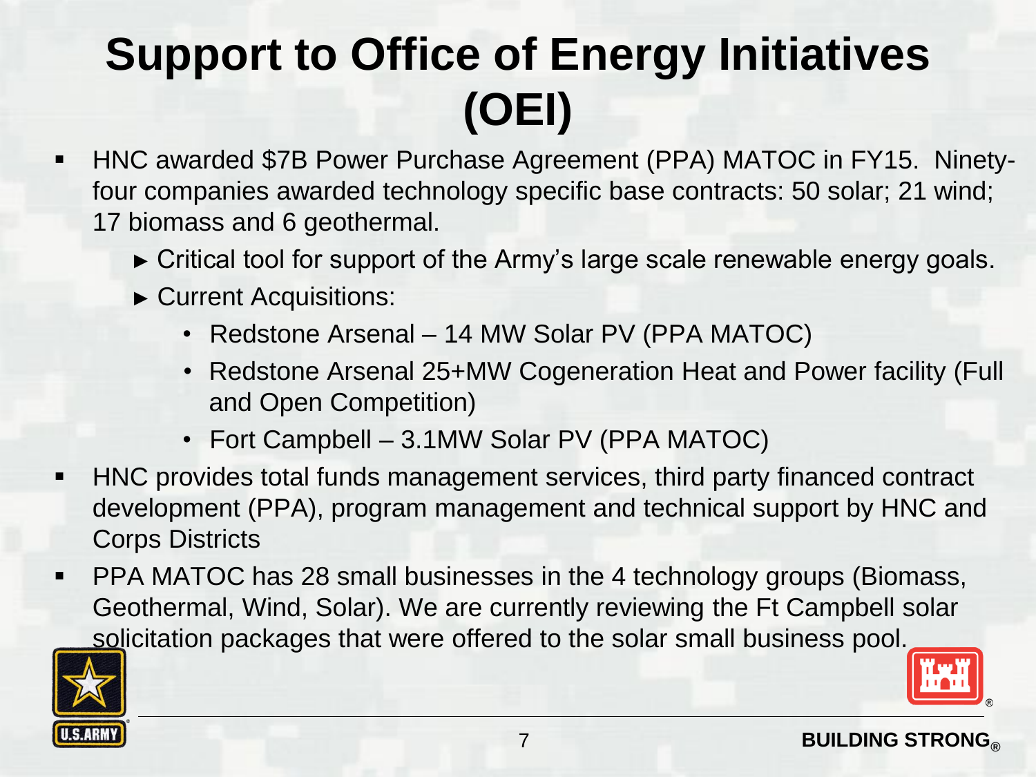# Support to Office of Energy Initiatives (OEI)

- HNC awarded $7B Power Purchase Agreement (PPA) MATOC in FY15. Ninety-four companies awarded technology specific base contracts: 50 solar; 21 wind; 17 biomass and 6 geothermal.
  - Critical tool for support of the Army's large scale renewable energy goals.
  - Current Acquisitions:
    - Redstone Arsenal – 14 MW Solar PV (PPA MATOC)
    - Redstone Arsenal 25+MW Cogeneration Heat and Power facility (Full and Open Competition)
    - Fort Campbell – 3.1MW Solar PV (PPA MATOC)
- HNC provides total funds management services, third party financed contract development (PPA), program management and technical support by HNC and Corps Districts
- PPA MATOC has 28 small businesses in the 4 technology groups (Biomass, Geothermal, Wind, Solar). We are currently reviewing the Ft Campbell solar solicitation packages that were offered to the solar small business pool.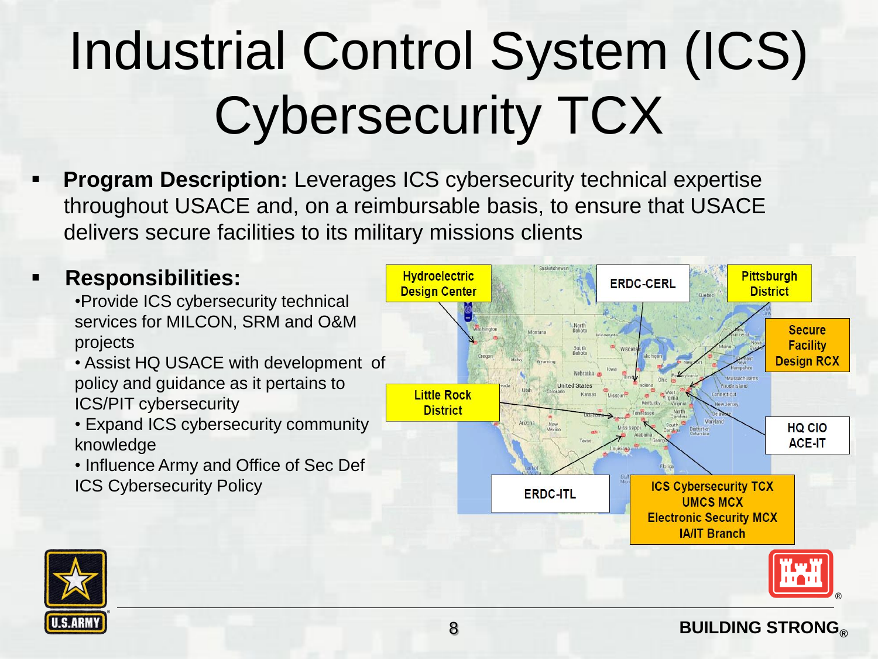# Industrial Control System (ICS) Cybersecurity TCX

- **Program Description:** Leverages ICS cybersecurity technical expertise throughout USACE and, on a reimbursable basis, to ensure that USACE delivers secure facilities to its military missions clients

- **Responsibilities:**
  - Provide ICS cybersecurity technical services for MILCON, SRM and O&M projects
  - Assist HQ USACE with development of policy and guidance as it pertains to ICS/PIT cybersecurity
  - Expand ICS cybersecurity community knowledge
  - Influence Army and Office of Sec Def ICS Cybersecurity Policy

Hydroelectric Design Center

ERDC-CERL

Pittsburgh District

Secure Facility Design RCX

Little Rock District

HQ CIO ACE-IT

ERDC-ITL

ICS Cybersecurity TCX
UMCS MCX
Electronic Security MCX
IA/IT Branch

BUILDING STRONG®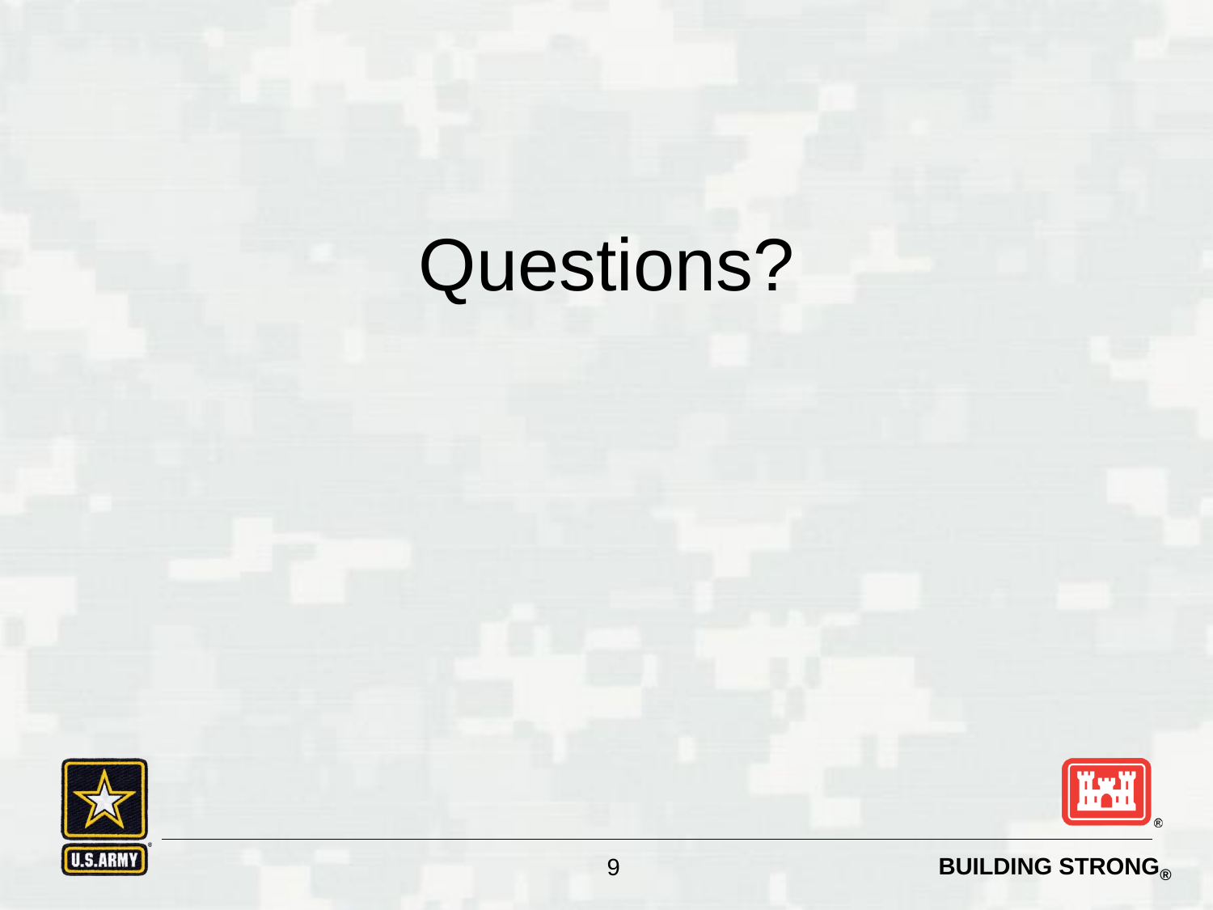# Questions?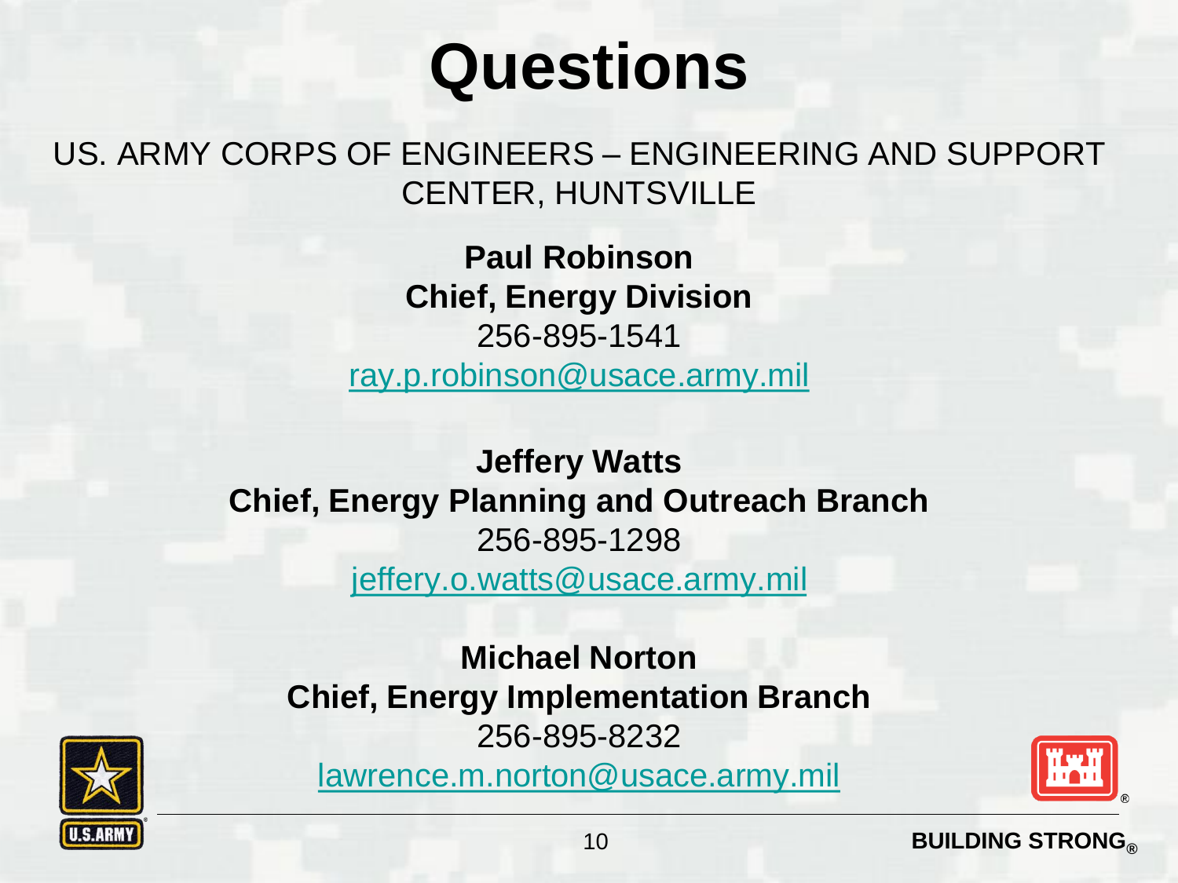# Questions

US. ARMY CORPS OF ENGINEERS – ENGINEERING AND SUPPORT CENTER, HUNTSVILLE

**Paul Robinson**
**Chief, Energy Division**
256-895-1541
ray.p.robinson@usace.army.mil

**Jeffery Watts**
**Chief, Energy Planning and Outreach Branch**
256-895-1298
jeffery.o.watts@usace.army.mil

**Michael Norton**
**Chief, Energy Implementation Branch**
256-895-8232
lawrence.m.norton@usace.army.mil

**BUILDING STRONG®**